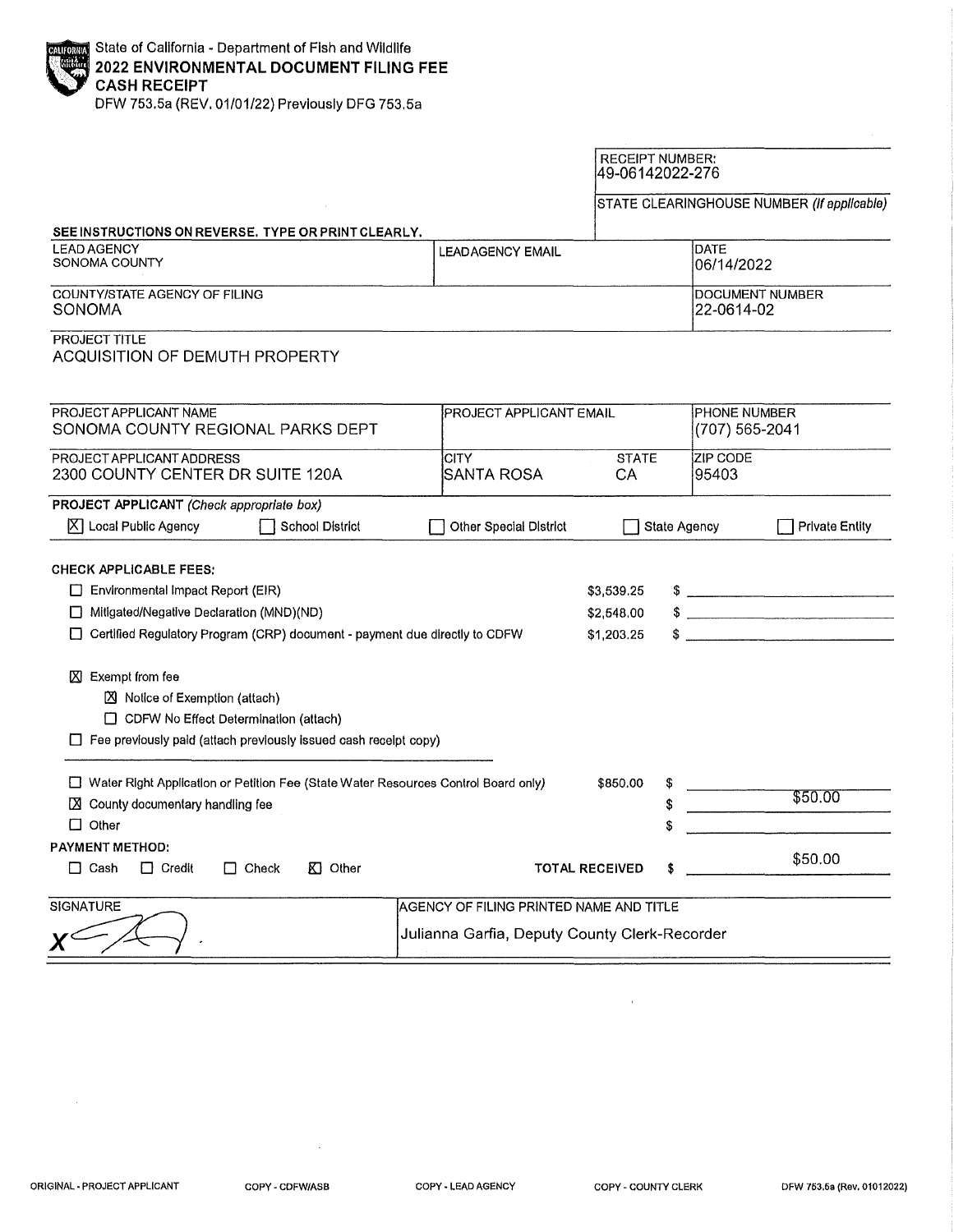State of California - Department of Fish and Wildlife
**2022 ENVIRONMENTAL DOCUMENT FILING FEE CASH RECEIPT**
DFW 753.5a (REV. 01/01/22) Previously DFG 753.5a

| RECEIPT NUMBER: |
|---|
| 49-06142022-276 |
| STATE CLEARINGHOUSE NUMBER *(If applicable)* |

**SEE INSTRUCTIONS ON REVERSE. TYPE OR PRINT CLEARLY.**

| LEAD AGENCY | LEAD AGENCY EMAIL | DATE |
|---|---|---|
| SONOMA COUNTY | | 06/14/2022 |
| **COUNTY/STATE AGENCY OF FILING** | | **DOCUMENT NUMBER** |
| SONOMA | | 22-0614-02 |

PROJECT TITLE
ACQUISITION OF DEMUTH PROPERTY

| PROJECT APPLICANT NAME | PROJECT APPLICANT EMAIL | | PHONE NUMBER |
|---|---|---|---|
| SONOMA COUNTY REGIONAL PARKS DEPT | | | (707) 565-2041 |
| **PROJECT APPLICANT ADDRESS** | **CITY** | **STATE** | **ZIP CODE** |
| 2300 COUNTY CENTER DR SUITE 120A | SANTA ROSA | CA | 95403 |

**PROJECT APPLICANT** *(Check appropriate box)*
☒ Local Public Agency ☐ School District ☐ Other Special District ☐ State Agency ☐ Private Entity

**CHECK APPLICABLE FEES:**

| | | |
|---|---|---|
| ☐ Environmental Impact Report (EIR) | $3,539.25 | $ |
| ☐ Mitigated/Negative Declaration (MND)(ND) | $2,548.00 | $ |
| ☐ Certified Regulatory Program (CRP) document - payment due directly to CDFW | $1,203.25 | $ |

☒ Exempt from fee
- ☒ Notice of Exemption (attach)
- ☐ CDFW No Effect Determination (attach)

☐ Fee previously paid (attach previously issued cash receipt copy)

| | | |
|---|---|---|
| ☐ Water Right Application or Petition Fee (State Water Resources Control Board only) | $850.00 | $ |
| ☒ County documentary handling fee | | $ $50.00 |
| ☐ Other | | $ |

**PAYMENT METHOD:**
☐ Cash ☐ Credit ☐ Check ☒ Other **TOTAL RECEIVED** $ $50.00

| SIGNATURE | AGENCY OF FILING PRINTED NAME AND TITLE |
|---|---|
| X | Julianna Garfia, Deputy County Clerk-Recorder |

ORIGINAL - PROJECT APPLICANT COPY - CDFW/ASB COPY - LEAD AGENCY COPY - COUNTY CLERK DFW 753.5a (Rev. 01012022)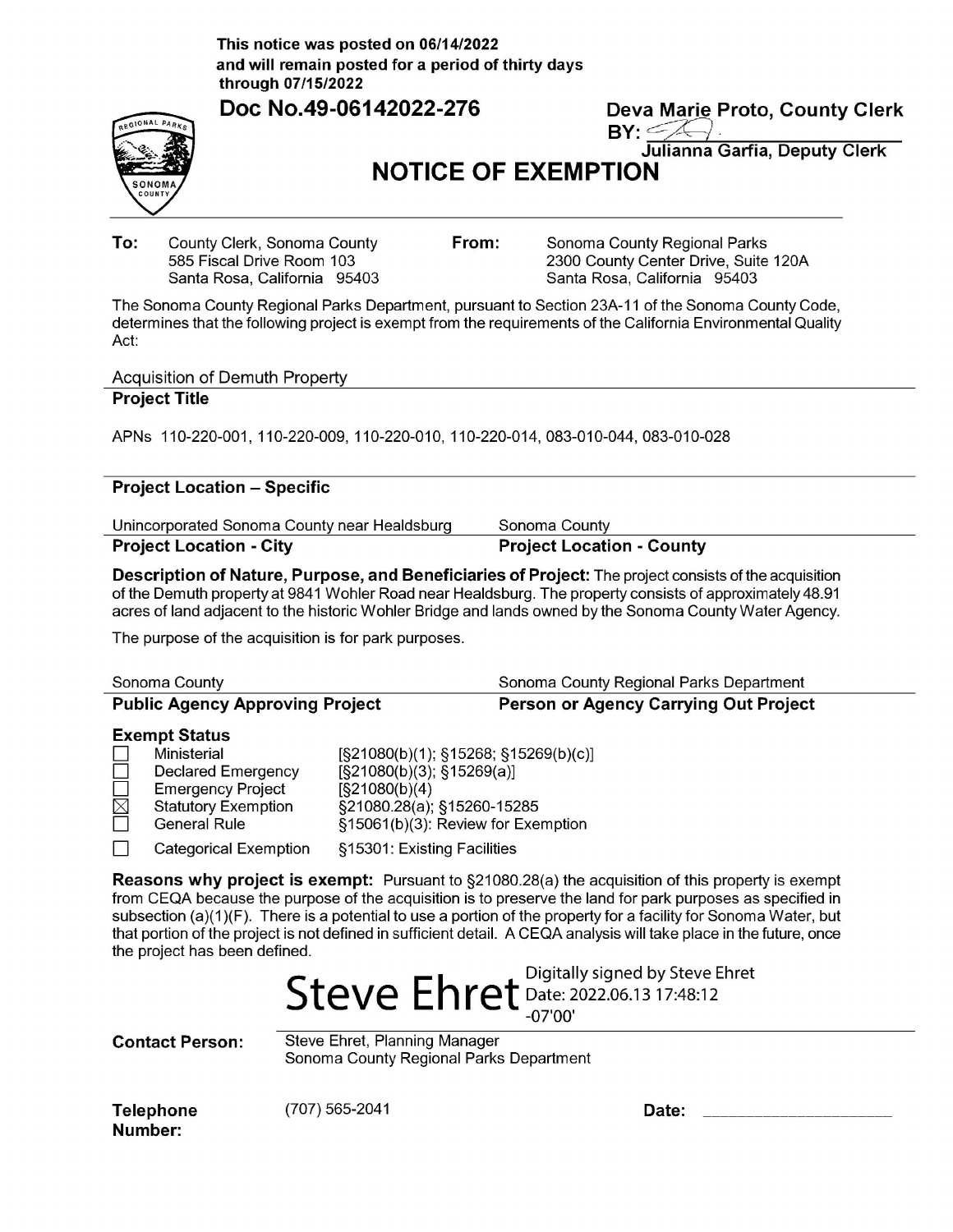**This notice was posted on 06/14/2022 and will remain posted for a period of thirty days through 07/15/2022**

**Doc No.49-06142022-276**

**Deva Marie Proto, County Clerk**

**BY:** 

**Julianna Garfia, Deputy Clerk**

# NOTICE OF EXEMPTION

**To:** County Clerk, Sonoma County
585 Fiscal Drive Room 103
Santa Rosa, California 95403

**From:** Sonoma County Regional Parks
2300 County Center Drive, Suite 120A
Santa Rosa, California 95403

The Sonoma County Regional Parks Department, pursuant to Section 23A-11 of the Sonoma County Code, determines that the following project is exempt from the requirements of the California Environmental Quality Act:

Acquisition of Demuth Property

**Project Title**

APNs 110-220-001, 110-220-009, 110-220-010, 110-220-014, 083-010-044, 083-010-028

**Project Location – Specific**

| Unincorporated Sonoma County near Healdsburg | Sonoma County |
|---|---|
| **Project Location - City** | **Project Location - County** |

**Description of Nature, Purpose, and Beneficiaries of Project:** The project consists of the acquisition of the Demuth property at 9841 Wohler Road near Healdsburg. The property consists of approximately 48.91 acres of land adjacent to the historic Wohler Bridge and lands owned by the Sonoma County Water Agency.

The purpose of the acquisition is for park purposes.

| Sonoma County | Sonoma County Regional Parks Department |
|---|---|
| **Public Agency Approving Project** | **Person or Agency Carrying Out Project** |

**Exempt Status**

- ☐ Ministerial [§21080(b)(1); §15268; §15269(b)(c)]
- ☐ Declared Emergency [§21080(b)(3); §15269(a)]
- ☐ Emergency Project [§21080(b)(4)
- ☒ Statutory Exemption §21080.28(a); §15260-15285
- ☐ General Rule §15061(b)(3): Review for Exemption
- ☐ Categorical Exemption §15301: Existing Facilities

**Reasons why project is exempt:** Pursuant to §21080.28(a) the acquisition of this property is exempt from CEQA because the purpose of the acquisition is to preserve the land for park purposes as specified in subsection (a)(1)(F). There is a potential to use a portion of the property for a facility for Sonoma Water, but that portion of the project is not defined in sufficient detail. A CEQA analysis will take place in the future, once the project has been defined.

Steve Ehret Digitally signed by Steve Ehret Date: 2022.06.13 17:48:12 -07'00'

**Contact Person:** Steve Ehret, Planning Manager
Sonoma County Regional Parks Department

**Telephone Number:** (707) 565-2041

**Date:** ____________________